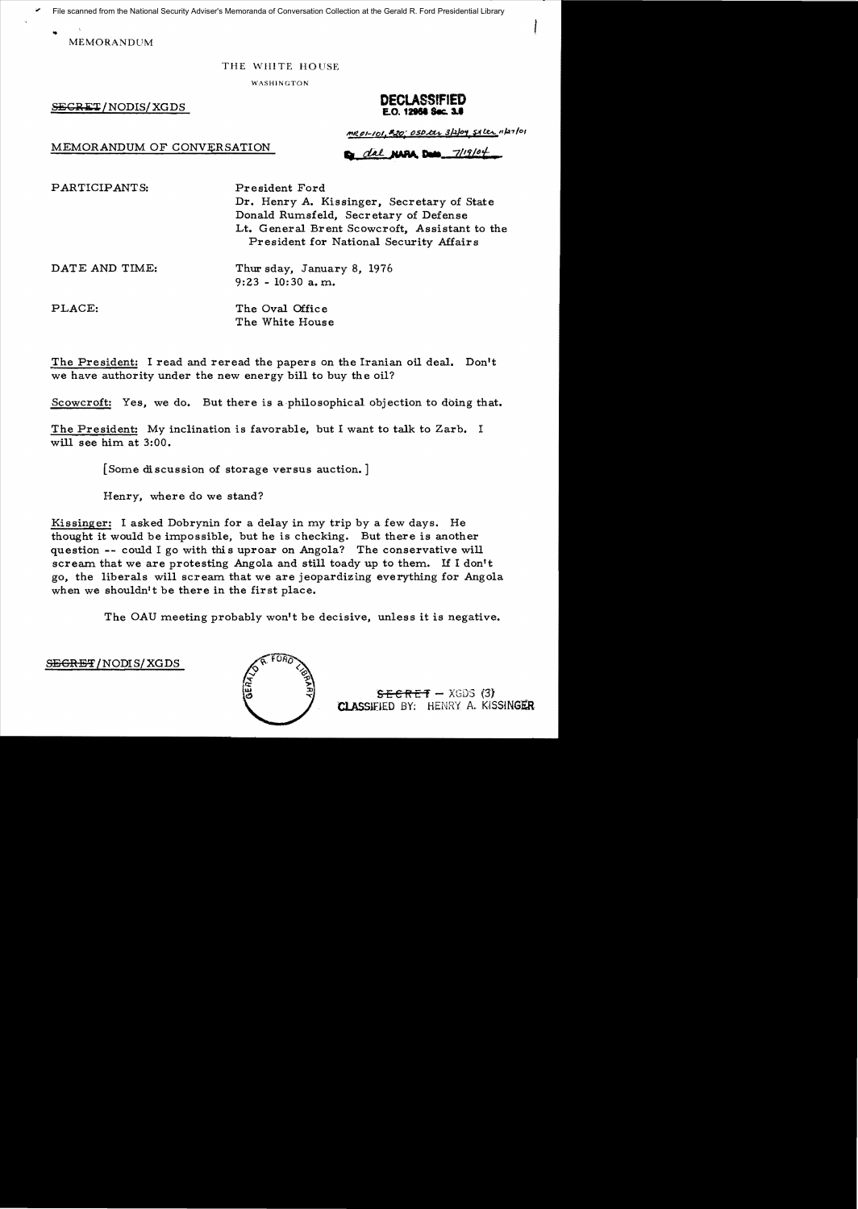File scanned from the National Security Adviser's Memoranda of Conversation Collection at the Gerald R. Ford Presidential Library

MEMORANDUM

THE WHITE HOUSE

WASHINGTON

~~SECRET~~/NODIS/XGDS

**DECLASSIFIED**
**E.O. 12958 Sec. 3.6**

MR 01-101, #20; OSD ltr 3/2/04; St ltr 11/27/01

By dal NARA, Date 7/19/04

MEMORANDUM OF CONVERSATION

PARTICIPANTS: President Ford
Dr. Henry A. Kissinger, Secretary of State
Donald Rumsfeld, Secretary of Defense
Lt. General Brent Scowcroft, Assistant to the President for National Security Affairs

DATE AND TIME: Thursday, January 8, 1976
9:23 - 10:30 a.m.

PLACE: The Oval Office
The White House

The President: I read and reread the papers on the Iranian oil deal. Don't we have authority under the new energy bill to buy the oil?

Scowcroft: Yes, we do. But there is a philosophical objection to doing that.

The President: My inclination is favorable, but I want to talk to Zarb. I will see him at 3:00.

[Some discussion of storage versus auction.]

Henry, where do we stand?

Kissinger: I asked Dobrynin for a delay in my trip by a few days. He thought it would be impossible, but he is checking. But there is another question -- could I go with this uproar on Angola? The conservative will scream that we are protesting Angola and still toady up to them. If I don't go, the liberals will scream that we are jeopardizing everything for Angola when we shouldn't be there in the first place.

The OAU meeting probably won't be decisive, unless it is negative.

~~SECRET~~/NODIS/XGDS

~~SECRET~~ - XGDS (3)
CLASSIFIED BY: HENRY A. KISSINGER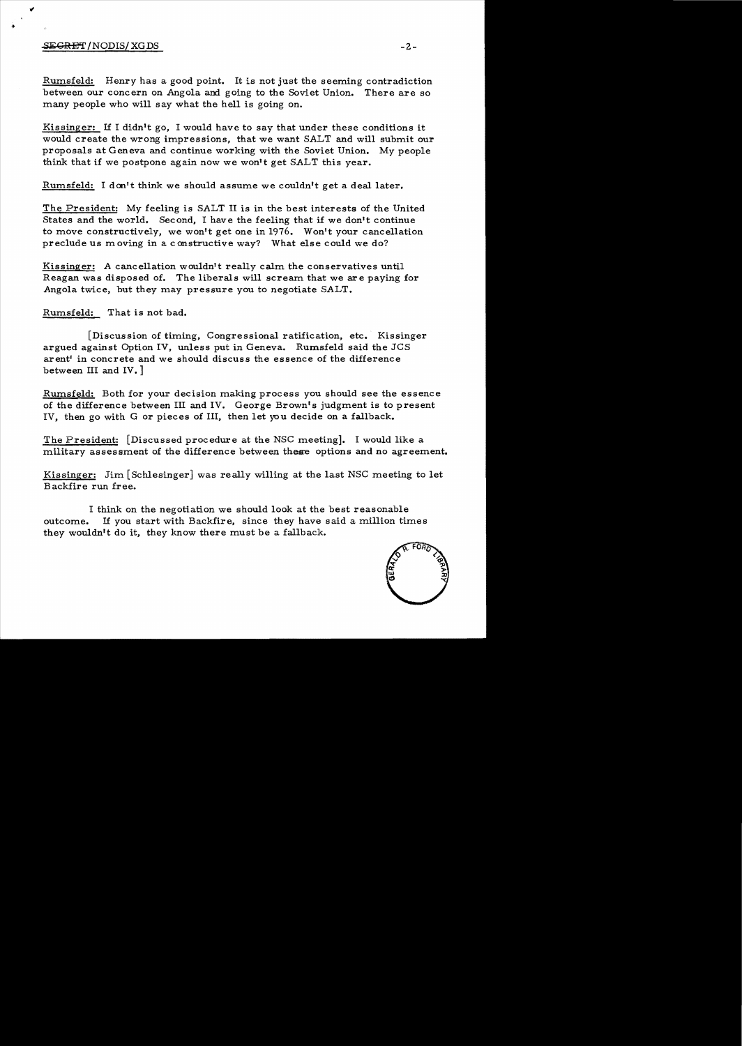Rumsfeld: Henry has a good point. It is not just the seeming contradiction between our concern on Angola and going to the Soviet Union. There are so many people who will say what the hell is going on.

Kissinger: If I didn't go, I would have to say that under these conditions it would create the wrong impressions, that we want SALT and will submit our proposals at Geneva and continue working with the Soviet Union. My people think that if we postpone again now we won't get SALT this year.

Rumsfeld: I don't think we should assume we couldn't get a deal later.

The President: My feeling is SALT II is in the best interests of the United States and the world. Second, I have the feeling that if we don't continue to move constructively, we won't get one in 1976. Won't your cancellation preclude us moving in a constructive way? What else could we do?

Kissinger: A cancellation wouldn't really calm the conservatives until Reagan was disposed of. The liberals will scream that we are paying for Angola twice, but they may pressure you to negotiate SALT.

Rumsfeld: That is not bad.

[Discussion of timing, Congressional ratification, etc. Kissinger argued against Option IV, unless put in Geneva. Rumsfeld said the JCS arent' in concrete and we should discuss the essence of the difference between III and IV.]

Rumsfeld: Both for your decision making process you should see the essence of the difference between III and IV. George Brown's judgment is to present IV, then go with G or pieces of III, then let you decide on a fallback.

The President: [Discussed procedure at the NSC meeting]. I would like a military assessment of the difference between these options and no agreement.

Kissinger: Jim [Schlesinger] was really willing at the last NSC meeting to let Backfire run free.

I think on the negotiation we should look at the best reasonable outcome. If you start with Backfire, since they have said a million times they wouldn't do it, they know there must be a fallback.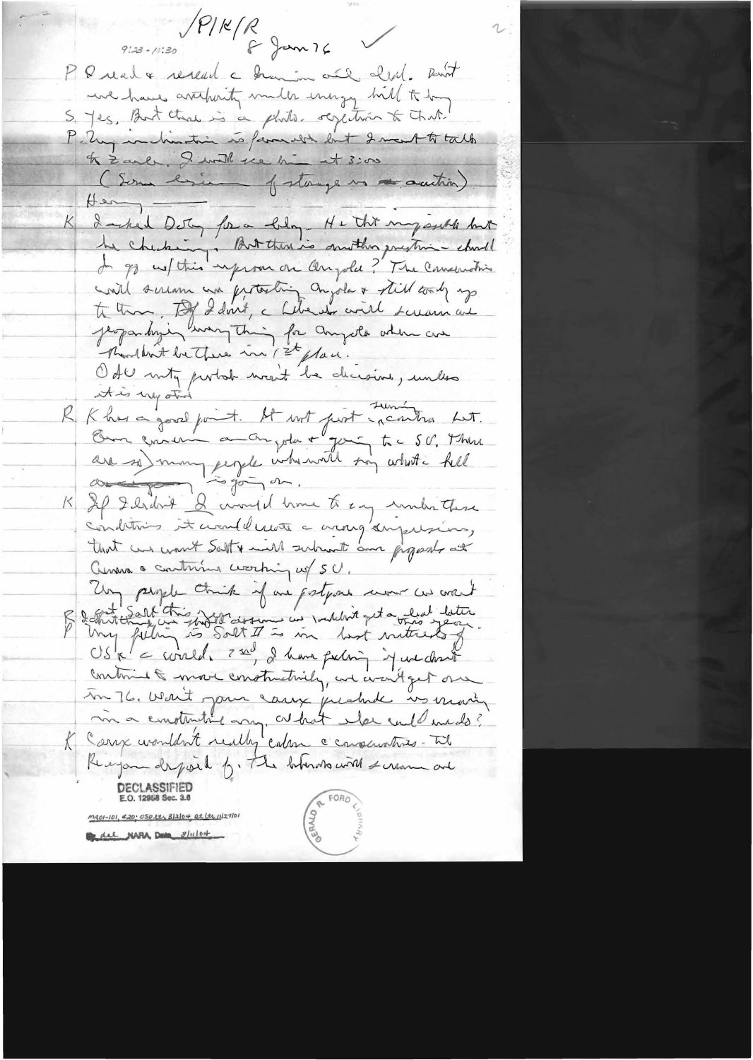/P/K/R

9:23 - 10:30 &nbsp;&nbsp;&nbsp; 8 Jan 76 ✓

P I read & reread the transcript and ... Don't we have authority under energy bill to buy

S. Yes. But there is a philos. objection to that.

P. My inclination is favorable but I want to talk to Zarb. I will see him at 3:00

(Some discussion of storage vs ~~no~~ auction).

Henry ———

K I asked Doty for a delay. He thot impossible but he checking. But there is another question – should I go w/this upon on Angola? The Conservatives will scream we protesting Angola & still ready to go to them. But if I don't, the Liberals will scream we jeopardizing everything for Angola when we shouldn't be there in 1st place.

OAU mtg probably won't be decisive, unless it is negative.

R. K has a good point. It not just the ~~seeming~~ contradiction but. Our concern on Angola & going to the SU. There are so many people who will say what the hell ~~[illegible]~~ is going on.

K If I don't I would have to say under these conditions it would create the wrong impression, that we want Salt & will submit our proposals at Geneva & continue working w/SU.

Many people think if we postpone now we won't get Salt this year ~~[illegible]~~ because we wouldn't get a deal later this year.

P My feeling is Salt II is in best interests of US & the world. 2nd, I have feeling if we don't continue to move constructively, we won't get one in 76. Won't your course preclude us moving in a constructive way, or what else could we do?

K Course wouldn't really calm the conservatives – til Reagan disposed of. The liberals will scream and

DECLASSIFIED
E.O. 12958 Sec. 3.6
MR01-101, #20; OSD ltr 8/3/04, OSD ltr 11/27/01
By dal NARA, Date 8/11/04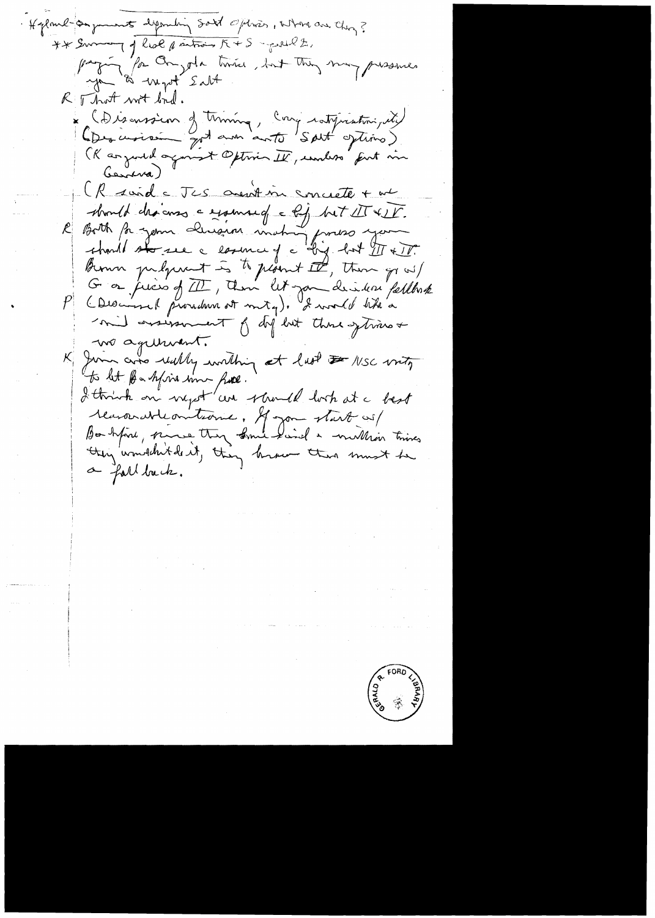Hyland-argument depending Salt options, what are they?
** Summary of Rhod[esia] actions K + S — [?]
paying for Angola time, but they may pressure you to reject Salt
R That not bad.
* (Discussion of timing, Cong ratification, etc)
(Discussion got around to Salt options)
(K argued against Option IV, unless put in Geneva)
(R said c JCS aren't in concrete + we should discuss c essence of c dif bet III & IV.
R Both for your decision making process you should see c essence of c dif. bet III + IV.
Brown judgment is to present IV, then go w/ G or pieces of III, then let you decide fallback
P (Discussed procedure at mtg). I would like a
[?] assessment of dif bet these options & no agreement.
K Jim was really writing at last NSC mtg to let Backfire run free.
I think on reject we should look at c best reasonable outcome. If you start w/ Backfire, since they have said a million times they wouldn't do it, they know there must be a fallback.